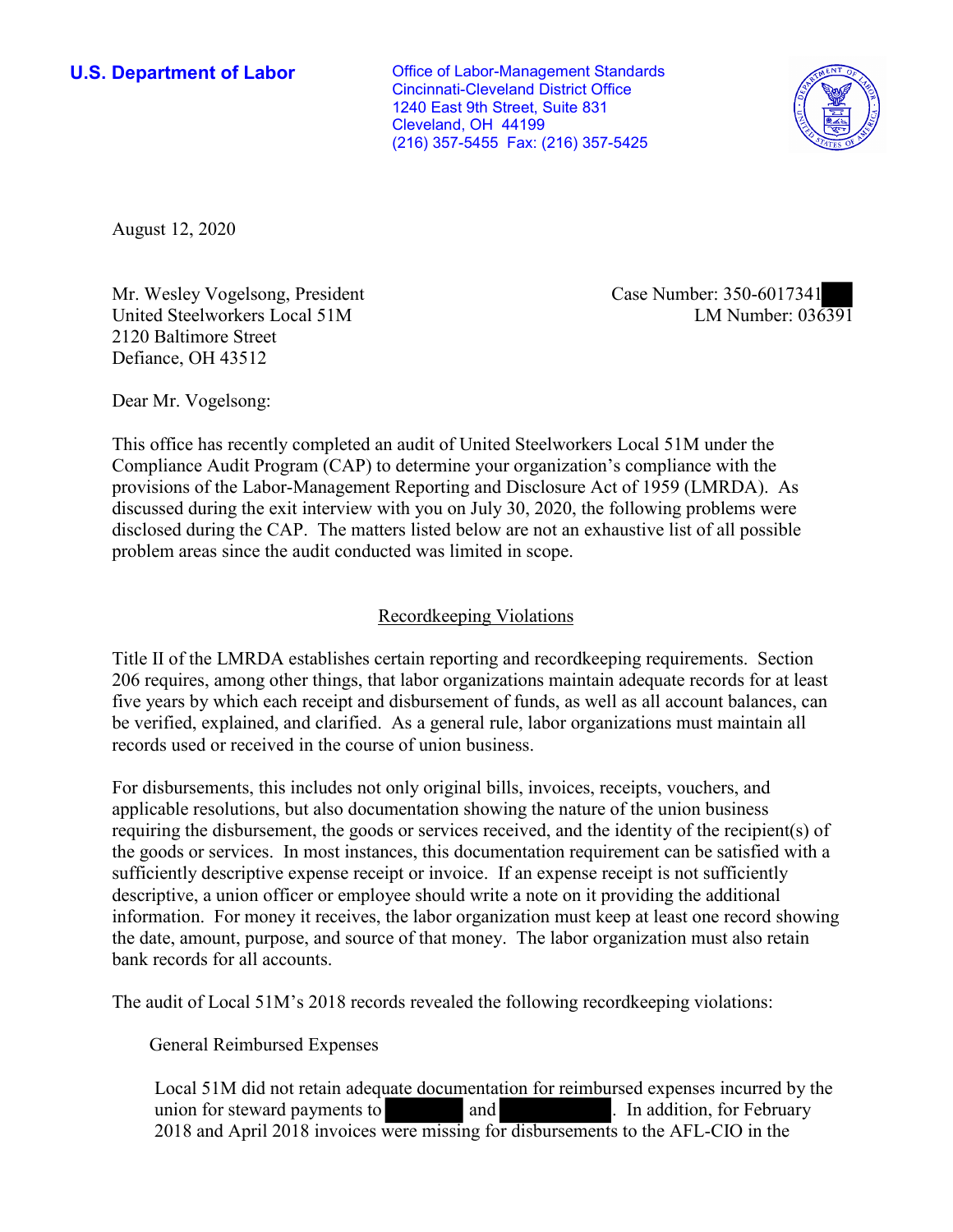**U.S. Department of Labor**

Office of Labor-Management Standards
Cincinnati-Cleveland District Office
1240 East 9th Street, Suite 831
Cleveland, OH 44199
(216) 357-5455 Fax: (216) 357-5425

August 12, 2020

Mr. Wesley Vogelsong, President
United Steelworkers Local 51M
2120 Baltimore Street
Defiance, OH 43512

Case Number: 350-6017341
LM Number: 036391

Dear Mr. Vogelsong:

This office has recently completed an audit of United Steelworkers Local 51M under the Compliance Audit Program (CAP) to determine your organization's compliance with the provisions of the Labor-Management Reporting and Disclosure Act of 1959 (LMRDA). As discussed during the exit interview with you on July 30, 2020, the following problems were disclosed during the CAP. The matters listed below are not an exhaustive list of all possible problem areas since the audit conducted was limited in scope.

## Recordkeeping Violations

Title II of the LMRDA establishes certain reporting and recordkeeping requirements. Section 206 requires, among other things, that labor organizations maintain adequate records for at least five years by which each receipt and disbursement of funds, as well as all account balances, can be verified, explained, and clarified. As a general rule, labor organizations must maintain all records used or received in the course of union business.

For disbursements, this includes not only original bills, invoices, receipts, vouchers, and applicable resolutions, but also documentation showing the nature of the union business requiring the disbursement, the goods or services received, and the identity of the recipient(s) of the goods or services. In most instances, this documentation requirement can be satisfied with a sufficiently descriptive expense receipt or invoice. If an expense receipt is not sufficiently descriptive, a union officer or employee should write a note on it providing the additional information. For money it receives, the labor organization must keep at least one record showing the date, amount, purpose, and source of that money. The labor organization must also retain bank records for all accounts.

The audit of Local 51M's 2018 records revealed the following recordkeeping violations:

### General Reimbursed Expenses

Local 51M did not retain adequate documentation for reimbursed expenses incurred by the union for steward payments to [REDACTED] and [REDACTED]. In addition, for February 2018 and April 2018 invoices were missing for disbursements to the AFL-CIO in the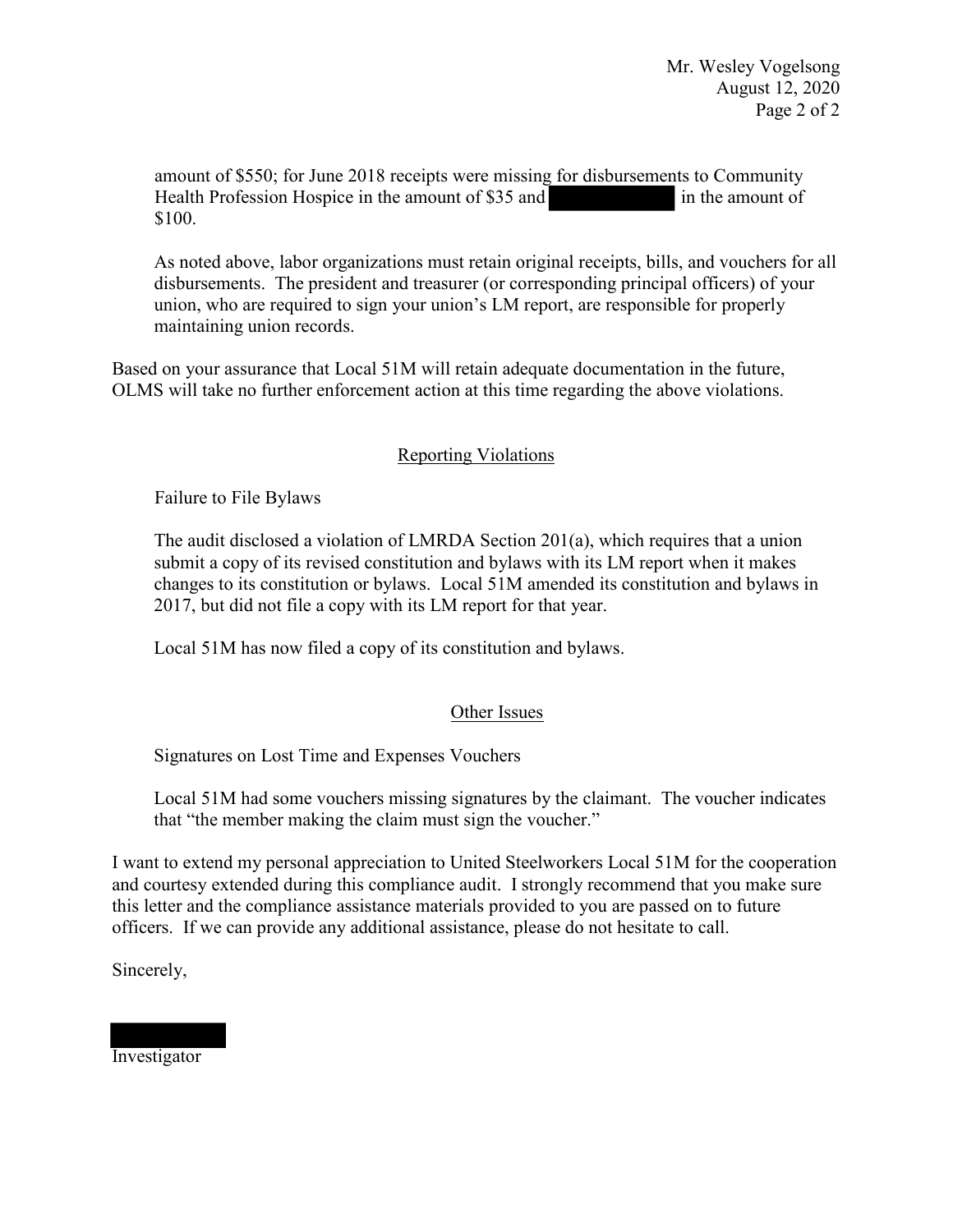amount of $550; for June 2018 receipts were missing for disbursements to Community Health Profession Hospice in the amount of $35 and [REDACTED] in the amount of $100.

As noted above, labor organizations must retain original receipts, bills, and vouchers for all disbursements. The president and treasurer (or corresponding principal officers) of your union, who are required to sign your union's LM report, are responsible for properly maintaining union records.

Based on your assurance that Local 51M will retain adequate documentation in the future, OLMS will take no further enforcement action at this time regarding the above violations.

## Reporting Violations

Failure to File Bylaws

The audit disclosed a violation of LMRDA Section 201(a), which requires that a union submit a copy of its revised constitution and bylaws with its LM report when it makes changes to its constitution or bylaws. Local 51M amended its constitution and bylaws in 2017, but did not file a copy with its LM report for that year.

Local 51M has now filed a copy of its constitution and bylaws.

## Other Issues

Signatures on Lost Time and Expenses Vouchers

Local 51M had some vouchers missing signatures by the claimant. The voucher indicates that "the member making the claim must sign the voucher."

I want to extend my personal appreciation to United Steelworkers Local 51M for the cooperation and courtesy extended during this compliance audit. I strongly recommend that you make sure this letter and the compliance assistance materials provided to you are passed on to future officers. If we can provide any additional assistance, please do not hesitate to call.

Sincerely,

[REDACTED]

Investigator